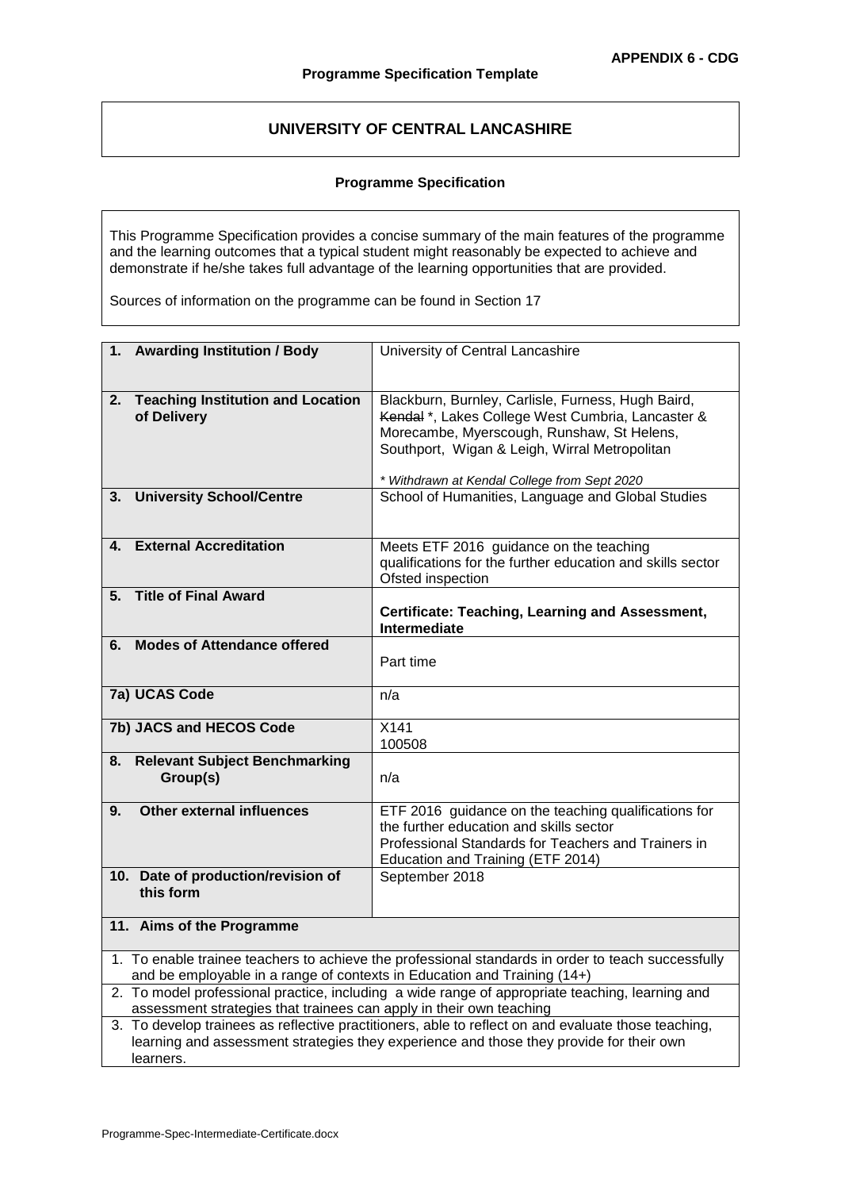**APPENDIX 6 - CDG**

**Programme Specification Template**

# UNIVERSITY OF CENTRAL LANCASHIRE

## Programme Specification

This Programme Specification provides a concise summary of the main features of the programme and the learning outcomes that a typical student might reasonably be expected to achieve and demonstrate if he/she takes full advantage of the learning opportunities that are provided.

Sources of information on the programme can be found in Section 17

| | |
|---|---|
| **1. Awarding Institution / Body** | University of Central Lancashire |
| **2. Teaching Institution and Location of Delivery** | Blackburn, Burnley, Carlisle, Furness, Hugh Baird, ~~Kendal~~ *, Lakes College West Cumbria, Lancaster & Morecambe, Myerscough, Runshaw, St Helens, Southport, Wigan & Leigh, Wirral Metropolitan<br><br>*\* Withdrawn at Kendal College from Sept 2020* |
| **3. University School/Centre** | School of Humanities, Language and Global Studies |
| **4. External Accreditation** | Meets ETF 2016 guidance on the teaching qualifications for the further education and skills sector<br>Ofsted inspection |
| **5. Title of Final Award** | **Certificate: Teaching, Learning and Assessment, Intermediate** |
| **6. Modes of Attendance offered** | Part time |
| **7a) UCAS Code** | n/a |
| **7b) JACS and HECOS Code** | X141<br>100508 |
| **8. Relevant Subject Benchmarking Group(s)** | n/a |
| **9. Other external influences** | ETF 2016 guidance on the teaching qualifications for the further education and skills sector<br>Professional Standards for Teachers and Trainers in Education and Training (ETF 2014) |
| **10. Date of production/revision of this form** | September 2018 |

**11. Aims of the Programme**

1. To enable trainee teachers to achieve the professional standards in order to teach successfully and be employable in a range of contexts in Education and Training (14+)
2. To model professional practice, including a wide range of appropriate teaching, learning and assessment strategies that trainees can apply in their own teaching
3. To develop trainees as reflective practitioners, able to reflect on and evaluate those teaching, learning and assessment strategies they experience and those they provide for their own learners.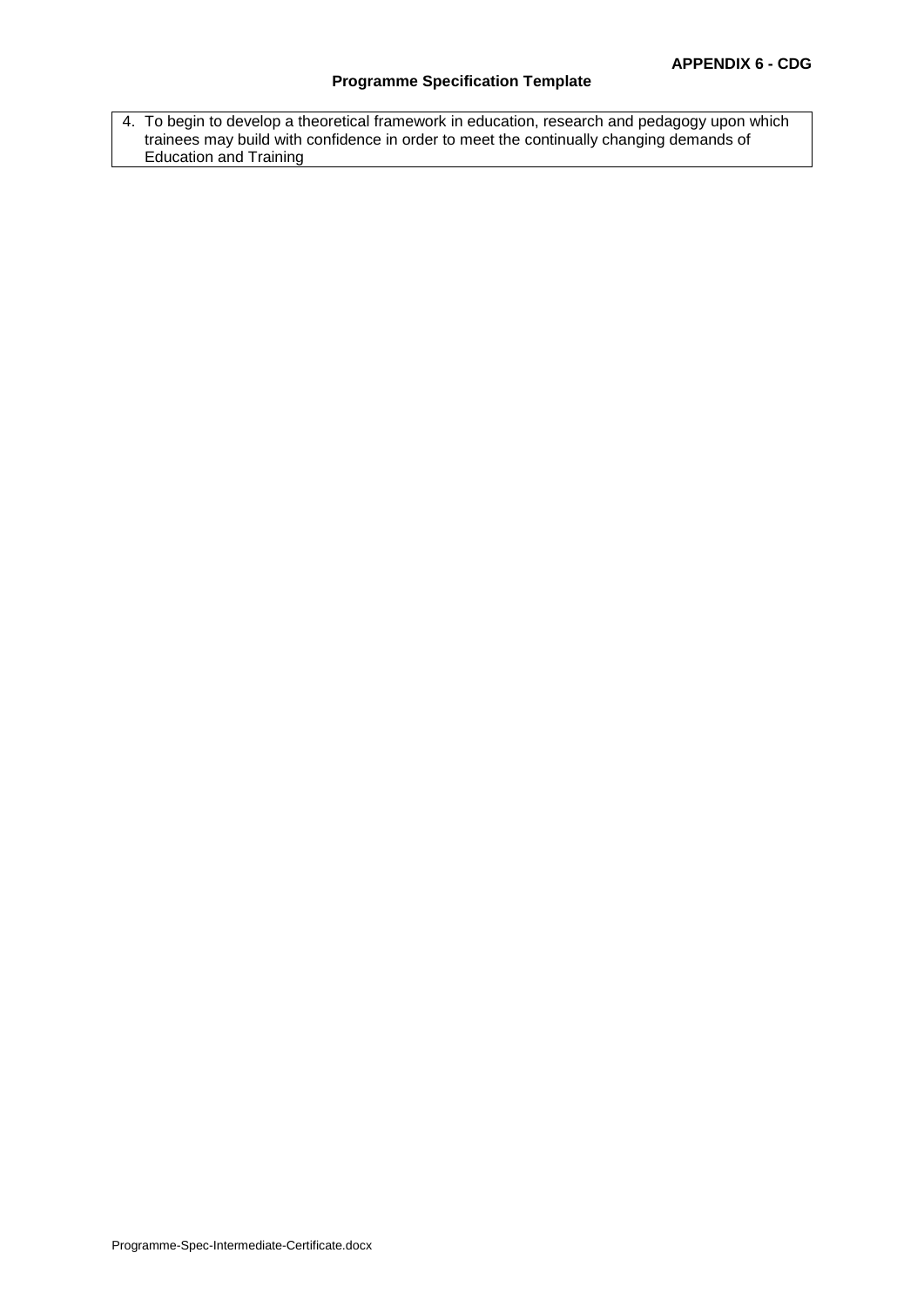4. To begin to develop a theoretical framework in education, research and pedagogy upon which trainees may build with confidence in order to meet the continually changing demands of Education and Training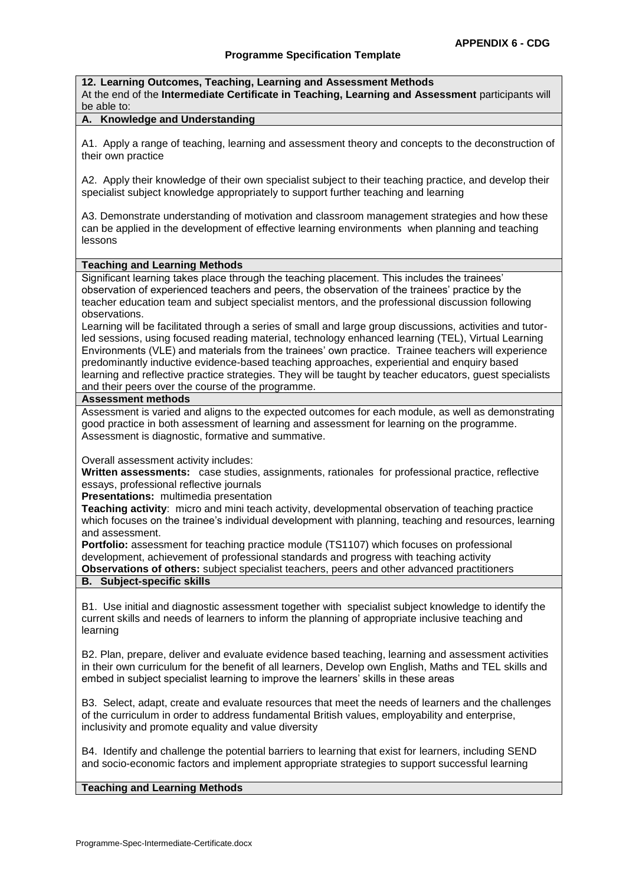**APPENDIX 6 - CDG**

**Programme Specification Template**

**12. Learning Outcomes, Teaching, Learning and Assessment Methods**

At the end of the **Intermediate Certificate in Teaching, Learning and Assessment** participants will be able to:

**A. Knowledge and Understanding**

A1. Apply a range of teaching, learning and assessment theory and concepts to the deconstruction of their own practice

A2. Apply their knowledge of their own specialist subject to their teaching practice, and develop their specialist subject knowledge appropriately to support further teaching and learning

A3. Demonstrate understanding of motivation and classroom management strategies and how these can be applied in the development of effective learning environments when planning and teaching lessons

**Teaching and Learning Methods**

Significant learning takes place through the teaching placement. This includes the trainees' observation of experienced teachers and peers, the observation of the trainees' practice by the teacher education team and subject specialist mentors, and the professional discussion following observations.

Learning will be facilitated through a series of small and large group discussions, activities and tutor-led sessions, using focused reading material, technology enhanced learning (TEL), Virtual Learning Environments (VLE) and materials from the trainees' own practice. Trainee teachers will experience predominantly inductive evidence-based teaching approaches, experiential and enquiry based learning and reflective practice strategies. They will be taught by teacher educators, guest specialists and their peers over the course of the programme.

**Assessment methods**

Assessment is varied and aligns to the expected outcomes for each module, as well as demonstrating good practice in both assessment of learning and assessment for learning on the programme. Assessment is diagnostic, formative and summative.

Overall assessment activity includes:

**Written assessments:** case studies, assignments, rationales for professional practice, reflective essays, professional reflective journals

**Presentations:** multimedia presentation

**Teaching activity**: micro and mini teach activity, developmental observation of teaching practice which focuses on the trainee's individual development with planning, teaching and resources, learning and assessment.

**Portfolio:** assessment for teaching practice module (TS1107) which focuses on professional development, achievement of professional standards and progress with teaching activity

**Observations of others:** subject specialist teachers, peers and other advanced practitioners

**B. Subject-specific skills**

B1. Use initial and diagnostic assessment together with specialist subject knowledge to identify the current skills and needs of learners to inform the planning of appropriate inclusive teaching and learning

B2. Plan, prepare, deliver and evaluate evidence based teaching, learning and assessment activities in their own curriculum for the benefit of all learners, Develop own English, Maths and TEL skills and embed in subject specialist learning to improve the learners' skills in these areas

B3. Select, adapt, create and evaluate resources that meet the needs of learners and the challenges of the curriculum in order to address fundamental British values, employability and enterprise, inclusivity and promote equality and value diversity

B4. Identify and challenge the potential barriers to learning that exist for learners, including SEND and socio-economic factors and implement appropriate strategies to support successful learning

**Teaching and Learning Methods**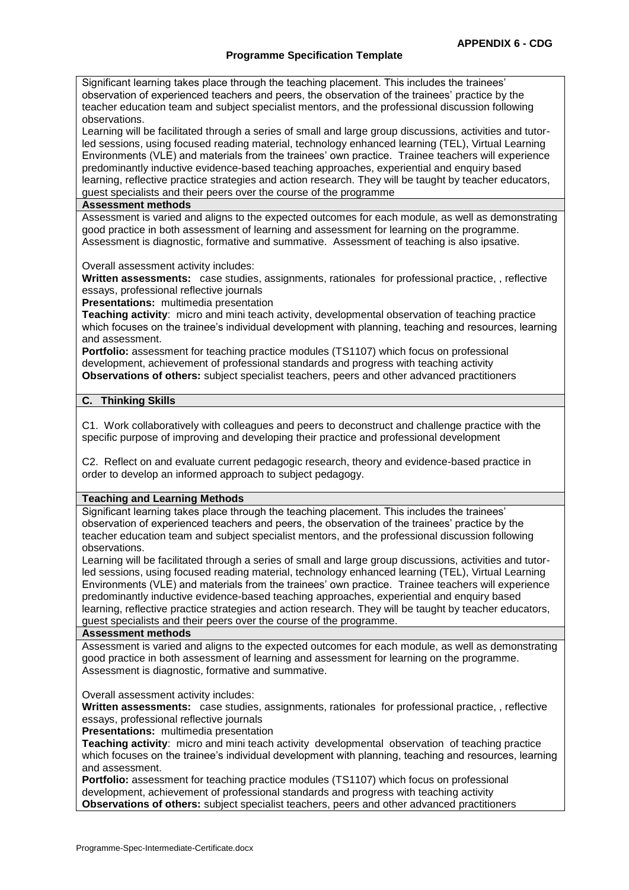Significant learning takes place through the teaching placement. This includes the trainees' observation of experienced teachers and peers, the observation of the trainees' practice by the teacher education team and subject specialist mentors, and the professional discussion following observations.

Learning will be facilitated through a series of small and large group discussions, activities and tutor-led sessions, using focused reading material, technology enhanced learning (TEL), Virtual Learning Environments (VLE) and materials from the trainees' own practice. Trainee teachers will experience predominantly inductive evidence-based teaching approaches, experiential and enquiry based learning, reflective practice strategies and action research. They will be taught by teacher educators, guest specialists and their peers over the course of the programme

**Assessment methods**

Assessment is varied and aligns to the expected outcomes for each module, as well as demonstrating good practice in both assessment of learning and assessment for learning on the programme. Assessment is diagnostic, formative and summative. Assessment of teaching is also ipsative.

Overall assessment activity includes:

**Written assessments:** case studies, assignments, rationales for professional practice, , reflective essays, professional reflective journals

**Presentations:** multimedia presentation

**Teaching activity**: micro and mini teach activity, developmental observation of teaching practice which focuses on the trainee's individual development with planning, teaching and resources, learning and assessment.

**Portfolio:** assessment for teaching practice modules (TS1107) which focus on professional development, achievement of professional standards and progress with teaching activity

**Observations of others:** subject specialist teachers, peers and other advanced practitioners

**C. Thinking Skills**

C1. Work collaboratively with colleagues and peers to deconstruct and challenge practice with the specific purpose of improving and developing their practice and professional development

C2. Reflect on and evaluate current pedagogic research, theory and evidence-based practice in order to develop an informed approach to subject pedagogy.

**Teaching and Learning Methods**

Significant learning takes place through the teaching placement. This includes the trainees' observation of experienced teachers and peers, the observation of the trainees' practice by the teacher education team and subject specialist mentors, and the professional discussion following observations.

Learning will be facilitated through a series of small and large group discussions, activities and tutor-led sessions, using focused reading material, technology enhanced learning (TEL), Virtual Learning Environments (VLE) and materials from the trainees' own practice. Trainee teachers will experience predominantly inductive evidence-based teaching approaches, experiential and enquiry based learning, reflective practice strategies and action research. They will be taught by teacher educators, guest specialists and their peers over the course of the programme.

**Assessment methods**

Assessment is varied and aligns to the expected outcomes for each module, as well as demonstrating good practice in both assessment of learning and assessment for learning on the programme. Assessment is diagnostic, formative and summative.

Overall assessment activity includes:

**Written assessments:** case studies, assignments, rationales for professional practice, , reflective essays, professional reflective journals

**Presentations:** multimedia presentation

**Teaching activity**: micro and mini teach activity developmental observation of teaching practice which focuses on the trainee's individual development with planning, teaching and resources, learning and assessment.

**Portfolio:** assessment for teaching practice modules (TS1107) which focus on professional development, achievement of professional standards and progress with teaching activity

**Observations of others:** subject specialist teachers, peers and other advanced practitioners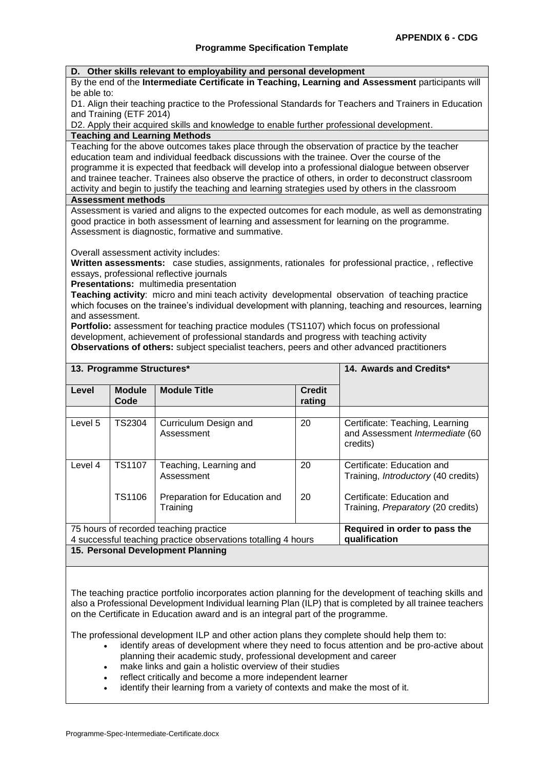## D. Other skills relevant to employability and personal development

By the end of the **Intermediate Certificate in Teaching, Learning and Assessment** participants will be able to:

D1. Align their teaching practice to the Professional Standards for Teachers and Trainers in Education and Training (ETF 2014)

D2. Apply their acquired skills and knowledge to enable further professional development.

### Teaching and Learning Methods

Teaching for the above outcomes takes place through the observation of practice by the teacher education team and individual feedback discussions with the trainee. Over the course of the programme it is expected that feedback will develop into a professional dialogue between observer and trainee teacher. Trainees also observe the practice of others, in order to deconstruct classroom activity and begin to justify the teaching and learning strategies used by others in the classroom

### Assessment methods

Assessment is varied and aligns to the expected outcomes for each module, as well as demonstrating good practice in both assessment of learning and assessment for learning on the programme. Assessment is diagnostic, formative and summative.

Overall assessment activity includes:

**Written assessments:** case studies, assignments, rationales for professional practice, , reflective essays, professional reflective journals

**Presentations:** multimedia presentation

**Teaching activity**: micro and mini teach activity developmental observation of teaching practice which focuses on the trainee's individual development with planning, teaching and resources, learning and assessment.

**Portfolio:** assessment for teaching practice modules (TS1107) which focus on professional development, achievement of professional standards and progress with teaching activity

**Observations of others:** subject specialist teachers, peers and other advanced practitioners

| **13. Programme Structures*** | | | | **14. Awards and Credits*** |
|---|---|---|---|---|
| **Level** | **Module Code** | **Module Title** | **Credit rating** | |
| | | | | |
| Level 5 | TS2304 | Curriculum Design and Assessment | 20 | Certificate: Teaching, Learning and Assessment *Intermediate* (60 credits) |
| Level 4 | TS1107 | Teaching, Learning and Assessment | 20 | Certificate: Education and Training, *Introductory* (40 credits) |
| | TS1106 | Preparation for Education and Training | 20 | Certificate: Education and Training, *Preparatory* (20 credits) |
| 75 hours of recorded teaching practice<br>4 successful teaching practice observations totalling 4 hours | | | | **Required in order to pass the qualification** |

### 15. Personal Development Planning

The teaching practice portfolio incorporates action planning for the development of teaching skills and also a Professional Development Individual learning Plan (ILP) that is completed by all trainee teachers on the Certificate in Education award and is an integral part of the programme.

The professional development ILP and other action plans they complete should help them to:

- identify areas of development where they need to focus attention and be pro-active about planning their academic study, professional development and career
- make links and gain a holistic overview of their studies
- reflect critically and become a more independent learner
- identify their learning from a variety of contexts and make the most of it.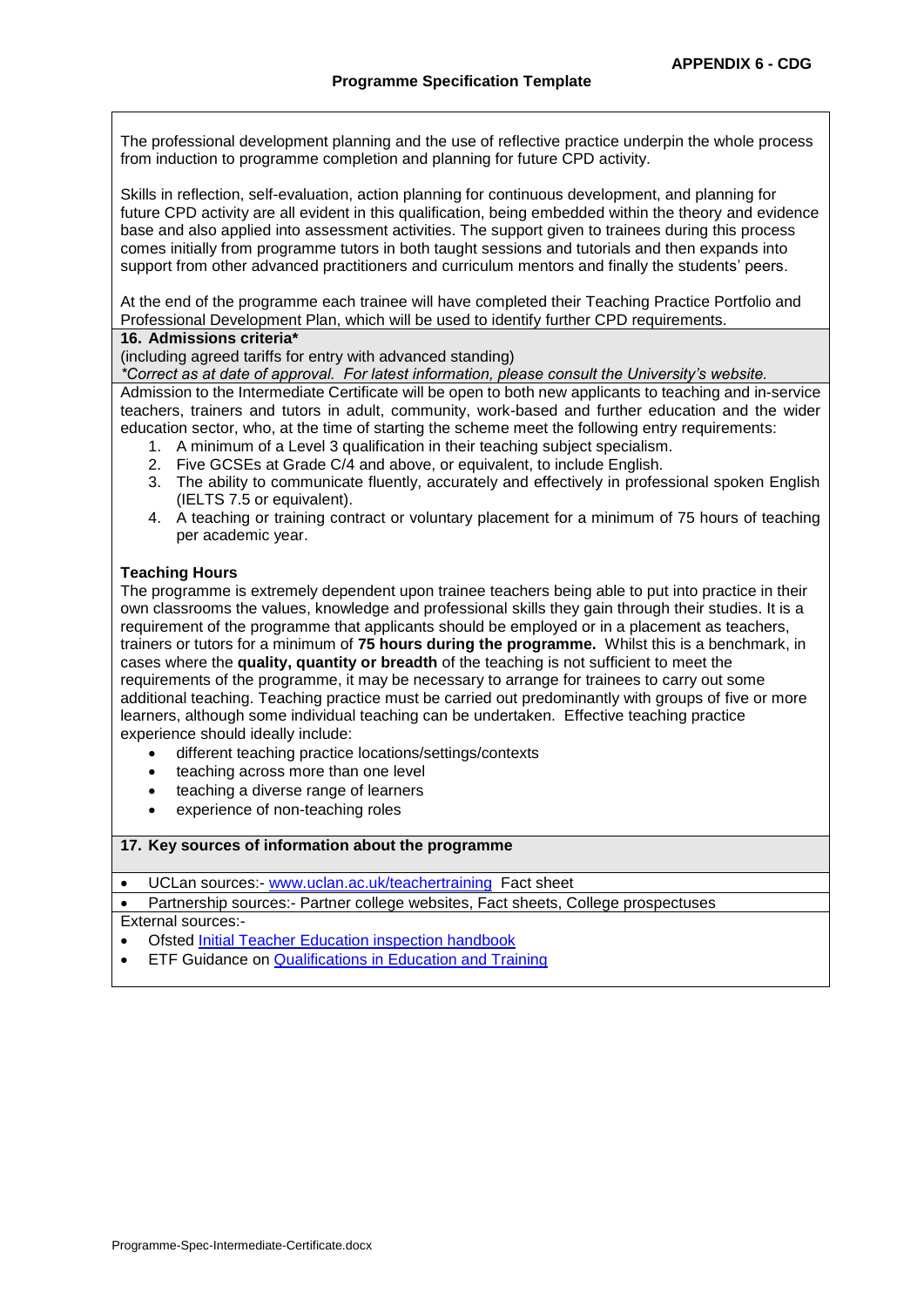The professional development planning and the use of reflective practice underpin the whole process from induction to programme completion and planning for future CPD activity.

Skills in reflection, self-evaluation, action planning for continuous development, and planning for future CPD activity are all evident in this qualification, being embedded within the theory and evidence base and also applied into assessment activities. The support given to trainees during this process comes initially from programme tutors in both taught sessions and tutorials and then expands into support from other advanced practitioners and curriculum mentors and finally the students' peers.

At the end of the programme each trainee will have completed their Teaching Practice Portfolio and Professional Development Plan, which will be used to identify further CPD requirements.

## 16. Admissions criteria*

(including agreed tariffs for entry with advanced standing)

*\*Correct as at date of approval. For latest information, please consult the University's website.*

Admission to the Intermediate Certificate will be open to both new applicants to teaching and in-service teachers, trainers and tutors in adult, community, work-based and further education and the wider education sector, who, at the time of starting the scheme meet the following entry requirements:

1. A minimum of a Level 3 qualification in their teaching subject specialism.
2. Five GCSEs at Grade C/4 and above, or equivalent, to include English.
3. The ability to communicate fluently, accurately and effectively in professional spoken English (IELTS 7.5 or equivalent).
4. A teaching or training contract or voluntary placement for a minimum of 75 hours of teaching per academic year.

**Teaching Hours**

The programme is extremely dependent upon trainee teachers being able to put into practice in their own classrooms the values, knowledge and professional skills they gain through their studies. It is a requirement of the programme that applicants should be employed or in a placement as teachers, trainers or tutors for a minimum of **75 hours during the programme.** Whilst this is a benchmark, in cases where the **quality, quantity or breadth** of the teaching is not sufficient to meet the requirements of the programme, it may be necessary to arrange for trainees to carry out some additional teaching. Teaching practice must be carried out predominantly with groups of five or more learners, although some individual teaching can be undertaken. Effective teaching practice experience should ideally include:

- different teaching practice locations/settings/contexts
- teaching across more than one level
- teaching a diverse range of learners
- experience of non-teaching roles

## 17. Key sources of information about the programme

- UCLan sources:- www.uclan.ac.uk/teachertraining Fact sheet
- Partnership sources:- Partner college websites, Fact sheets, College prospectuses

External sources:-

- Ofsted Initial Teacher Education inspection handbook
- ETF Guidance on Qualifications in Education and Training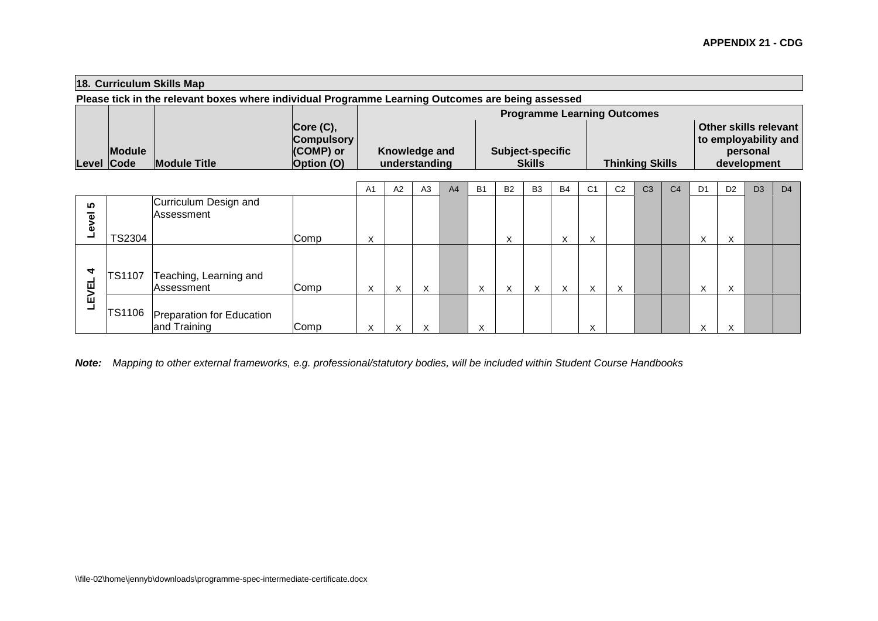**APPENDIX 21 - CDG**

## 18. Curriculum Skills Map

**Please tick in the relevant boxes where individual Programme Learning Outcomes are being assessed**

| Level | Module Code | Module Title | Core (C), Compulsory (COMP) or Option (O) | Programme Learning Outcomes | | | | | | | | | | | | | | | |
|---|---|---|---|---|---|---|---|---|---|---|---|---|---|---|---|---|---|---|---|
| | | | | Knowledge and understanding | | | | Subject-specific Skills | | | | Thinking Skills | | | | Other skills relevant to employability and personal development | | | |
| | | | | A1 | A2 | A3 | A4 | B1 | B2 | B3 | B4 | C1 | C2 | C3 | C4 | D1 | D2 | D3 | D4 |
| Level 5 | TS2304 | Curriculum Design and Assessment | Comp | X | | | | | X | | X | X | | | | X | X | | |
| LEVEL 4 | TS1107 | Teaching, Learning and Assessment | Comp | X | X | X | | X | X | X | X | X | X | | | X | X | | |
| | TS1106 | Preparation for Education and Training | Comp | X | X | X | | X | | | | X | | | | X | X | | |

***Note:*** *Mapping to other external frameworks, e.g. professional/statutory bodies, will be included within Student Course Handbooks*

\\file-02\home\jennyb\downloads\programme-spec-intermediate-certificate.docx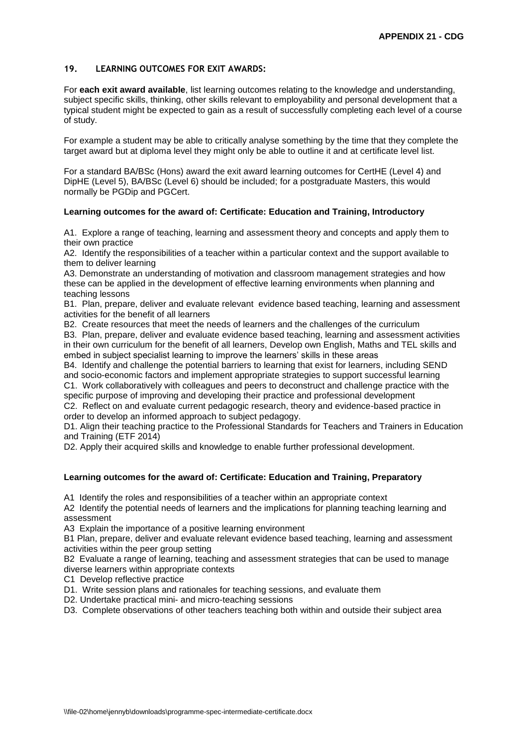## 19. LEARNING OUTCOMES FOR EXIT AWARDS:

For **each exit award available**, list learning outcomes relating to the knowledge and understanding, subject specific skills, thinking, other skills relevant to employability and personal development that a typical student might be expected to gain as a result of successfully completing each level of a course of study.

For example a student may be able to critically analyse something by the time that they complete the target award but at diploma level they might only be able to outline it and at certificate level list.

For a standard BA/BSc (Hons) award the exit award learning outcomes for CertHE (Level 4) and DipHE (Level 5), BA/BSc (Level 6) should be included; for a postgraduate Masters, this would normally be PGDip and PGCert.

**Learning outcomes for the award of: Certificate: Education and Training, Introductory**

A1. Explore a range of teaching, learning and assessment theory and concepts and apply them to their own practice
A2. Identify the responsibilities of a teacher within a particular context and the support available to them to deliver learning
A3. Demonstrate an understanding of motivation and classroom management strategies and how these can be applied in the development of effective learning environments when planning and teaching lessons
B1. Plan, prepare, deliver and evaluate relevant evidence based teaching, learning and assessment activities for the benefit of all learners
B2. Create resources that meet the needs of learners and the challenges of the curriculum
B3. Plan, prepare, deliver and evaluate evidence based teaching, learning and assessment activities in their own curriculum for the benefit of all learners, Develop own English, Maths and TEL skills and embed in subject specialist learning to improve the learners' skills in these areas
B4. Identify and challenge the potential barriers to learning that exist for learners, including SEND and socio-economic factors and implement appropriate strategies to support successful learning
C1. Work collaboratively with colleagues and peers to deconstruct and challenge practice with the specific purpose of improving and developing their practice and professional development
C2. Reflect on and evaluate current pedagogic research, theory and evidence-based practice in order to develop an informed approach to subject pedagogy.
D1. Align their teaching practice to the Professional Standards for Teachers and Trainers in Education and Training (ETF 2014)
D2. Apply their acquired skills and knowledge to enable further professional development.

**Learning outcomes for the award of: Certificate: Education and Training, Preparatory**

A1 Identify the roles and responsibilities of a teacher within an appropriate context
A2 Identify the potential needs of learners and the implications for planning teaching learning and assessment
A3 Explain the importance of a positive learning environment
B1 Plan, prepare, deliver and evaluate relevant evidence based teaching, learning and assessment activities within the peer group setting
B2 Evaluate a range of learning, teaching and assessment strategies that can be used to manage diverse learners within appropriate contexts
C1 Develop reflective practice
D1. Write session plans and rationales for teaching sessions, and evaluate them
D2. Undertake practical mini- and micro-teaching sessions
D3. Complete observations of other teachers teaching both within and outside their subject area